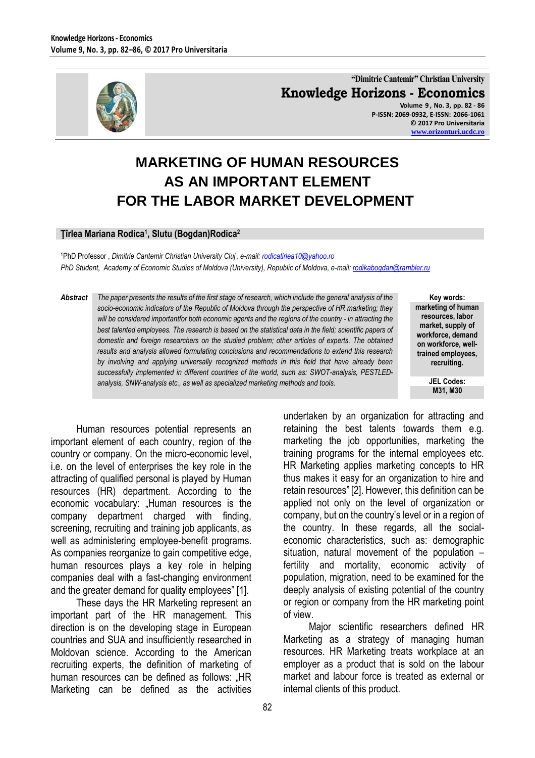# MARKETING OF HUMAN RESOURCES AS AN IMPORTANT ELEMENT FOR THE LABOR MARKET DEVELOPMENT

**Ţîrlea Mariana Rodica[1], Slutu (Bogdan)Rodica[2]**

[1]PhD Professor , *Dimitrie Cantemir Christian University Cluj , e-mail: rodicatirlea10@yahoo.ro*
*PhD Student, Academy of Economic Studies of Moldova (University), Republic of Moldova, e-mail: rodikabogdan@rambler.ru*

**Abstract** *The paper presents the results of the first stage of research, which include the general analysis of the socio-economic indicators of the Republic of Moldova through the perspective of HR marketing; they will be considered importantfor both economic agents and the regions of the country - in attracting the best talented employees. The research is based on the statistical data in the field; scientific papers of domestic and foreign researchers on the studied problem; other articles of experts. The obtained results and analysis allowed formulating conclusions and recommendations to extend this research by involving and applying universally recognized methods in this field that have already been successfully implemented in different countries of the world, such as: SWOT-analysis, PESTLED-analysis, SNW-analysis etc., as well as specialized marketing methods and tools.*

**Key words:** marketing of human resources, labor market, supply of workforce, demand on workforce, well-trained employees, recruiting.

**JEL Codes:** M31, M30

Human resources potential represents an important element of each country, region of the country or company. On the micro-economic level, i.e. on the level of enterprises the key role in the attracting of qualified personal is played by Human resources (HR) department. According to the economic vocabulary: „Human resources is the company department charged with finding, screening, recruiting and training job applicants, as well as administering employee-benefit programs. As companies reorganize to gain competitive edge, human resources plays a key role in helping companies deal with a fast-changing environment and the greater demand for quality employees" [1].

These days the HR Marketing represent an important part of the HR management. This direction is on the developing stage in European countries and SUA and insufficiently researched in Moldovan science. According to the American recruiting experts, the definition of marketing of human resources can be defined as follows: „HR Marketing can be defined as the activities undertaken by an organization for attracting and retaining the best talents towards them e.g. marketing the job opportunities, marketing the training programs for the internal employees etc. HR Marketing applies marketing concepts to HR thus makes it easy for an organization to hire and retain resources" [2]. However, this definition can be applied not only on the level of organization or company, but on the country's level or in a region of the country. In these regards, all the social-economic characteristics, such as: demographic situation, natural movement of the population – fertility and mortality, economic activity of population, migration, need to be examined for the deeply analysis of existing potential of the country or region or company from the HR marketing point of view.

Major scientific researchers defined HR Marketing as a strategy of managing human resources. HR Marketing treats workplace at an employer as a product that is sold on the labour market and labour force is treated as external or internal clients of this product.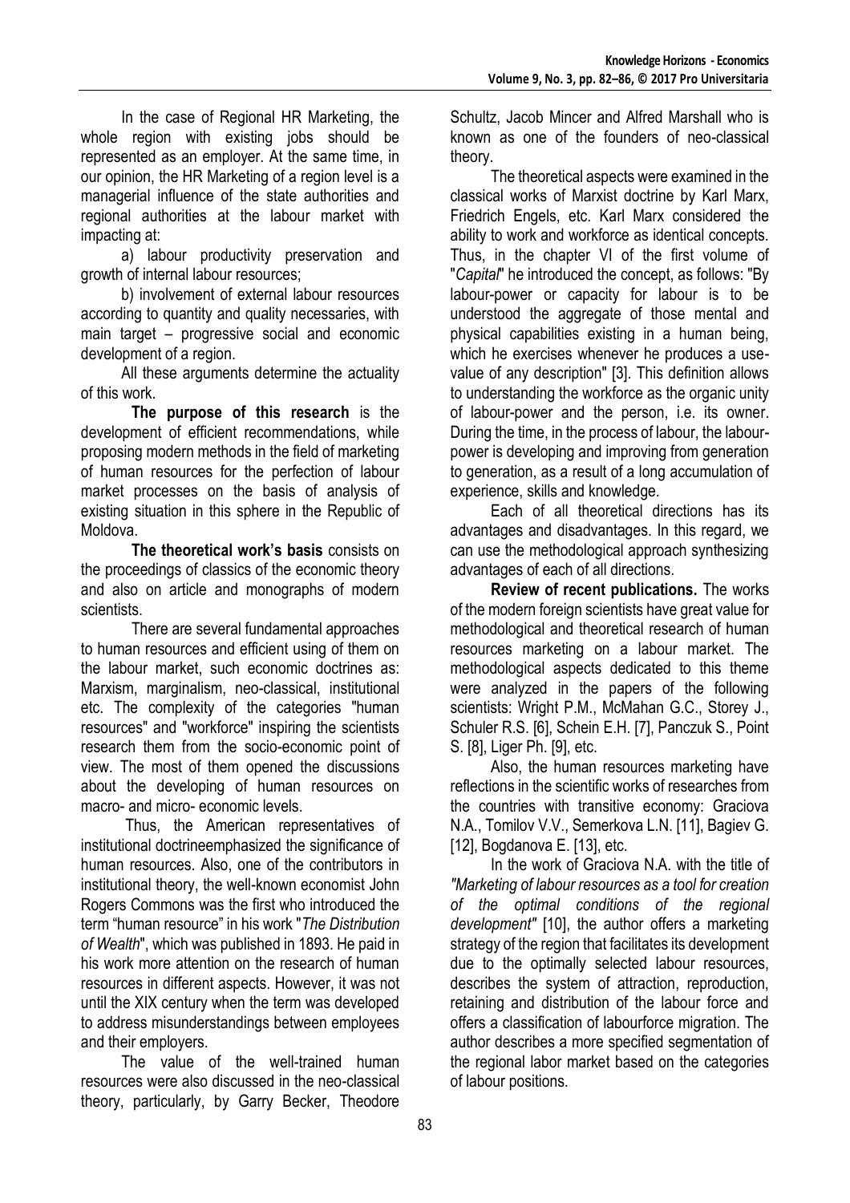In the case of Regional HR Marketing, the whole region with existing jobs should be represented as an employer. At the same time, in our opinion, the HR Marketing of a region level is a managerial influence of the state authorities and regional authorities at the labour market with impacting at:

a) labour productivity preservation and growth of internal labour resources;

b) involvement of external labour resources according to quantity and quality necessaries, with main target – progressive social and economic development of a region.

All these arguments determine the actuality of this work.

**The purpose of this research** is the development of efficient recommendations, while proposing modern methods in the field of marketing of human resources for the perfection of labour market processes on the basis of analysis of existing situation in this sphere in the Republic of Moldova.

**The theoretical work's basis** consists on the proceedings of classics of the economic theory and also on article and monographs of modern scientists.

There are several fundamental approaches to human resources and efficient using of them on the labour market, such economic doctrines as: Marxism, marginalism, neo-classical, institutional etc. The complexity of the categories "human resources" and "workforce" inspiring the scientists research them from the socio-economic point of view. The most of them opened the discussions about the developing of human resources on macro- and micro- economic levels.

Thus, the American representatives of institutional doctrineemphasized the significance of human resources. Also, one of the contributors in institutional theory, the well-known economist John Rogers Commons was the first who introduced the term "human resource" in his work "*The Distribution of Wealth*", which was published in 1893. He paid in his work more attention on the research of human resources in different aspects. However, it was not until the XIX century when the term was developed to address misunderstandings between employees and their employers.

The value of the well-trained human resources were also discussed in the neo-classical theory, particularly, by Garry Becker, Theodore Schultz, Jacob Mincer and Alfred Marshall who is known as one of the founders of neo-classical theory.

The theoretical aspects were examined in the classical works of Marxist doctrine by Karl Marx, Friedrich Engels, etc. Karl Marx considered the ability to work and workforce as identical concepts. Thus, in the chapter VI of the first volume of "*Capital*" he introduced the concept, as follows: "By labour-power or capacity for labour is to be understood the aggregate of those mental and physical capabilities existing in a human being, which he exercises whenever he produces a use-value of any description" [3]. This definition allows to understanding the workforce as the organic unity of labour-power and the person, i.e. its owner. During the time, in the process of labour, the labour-power is developing and improving from generation to generation, as a result of a long accumulation of experience, skills and knowledge.

Each of all theoretical directions has its advantages and disadvantages. In this regard, we can use the methodological approach synthesizing advantages of each of all directions.

**Review of recent publications.** The works of the modern foreign scientists have great value for methodological and theoretical research of human resources marketing on a labour market. The methodological aspects dedicated to this theme were analyzed in the papers of the following scientists: Wright P.M., McMahan G.C., Storey J., Schuler R.S. [6], Schein E.H. [7], Panczuk S., Point S. [8], Liger Ph. [9], etc.

Also, the human resources marketing have reflections in the scientific works of researches from the countries with transitive economy: Graciova N.A., Tomilov V.V., Semerkova L.N. [11], Bagiev G. [12], Bogdanova E. [13], etc.

In the work of Graciova N.A. with the title of *"Marketing of labour resources as a tool for creation of the optimal conditions of the regional development"* [10], the author offers a marketing strategy of the region that facilitates its development due to the optimally selected labour resources, describes the system of attraction, reproduction, retaining and distribution of the labour force and offers a classification of labourforce migration. The author describes a more specified segmentation of the regional labor market based on the categories of labour positions.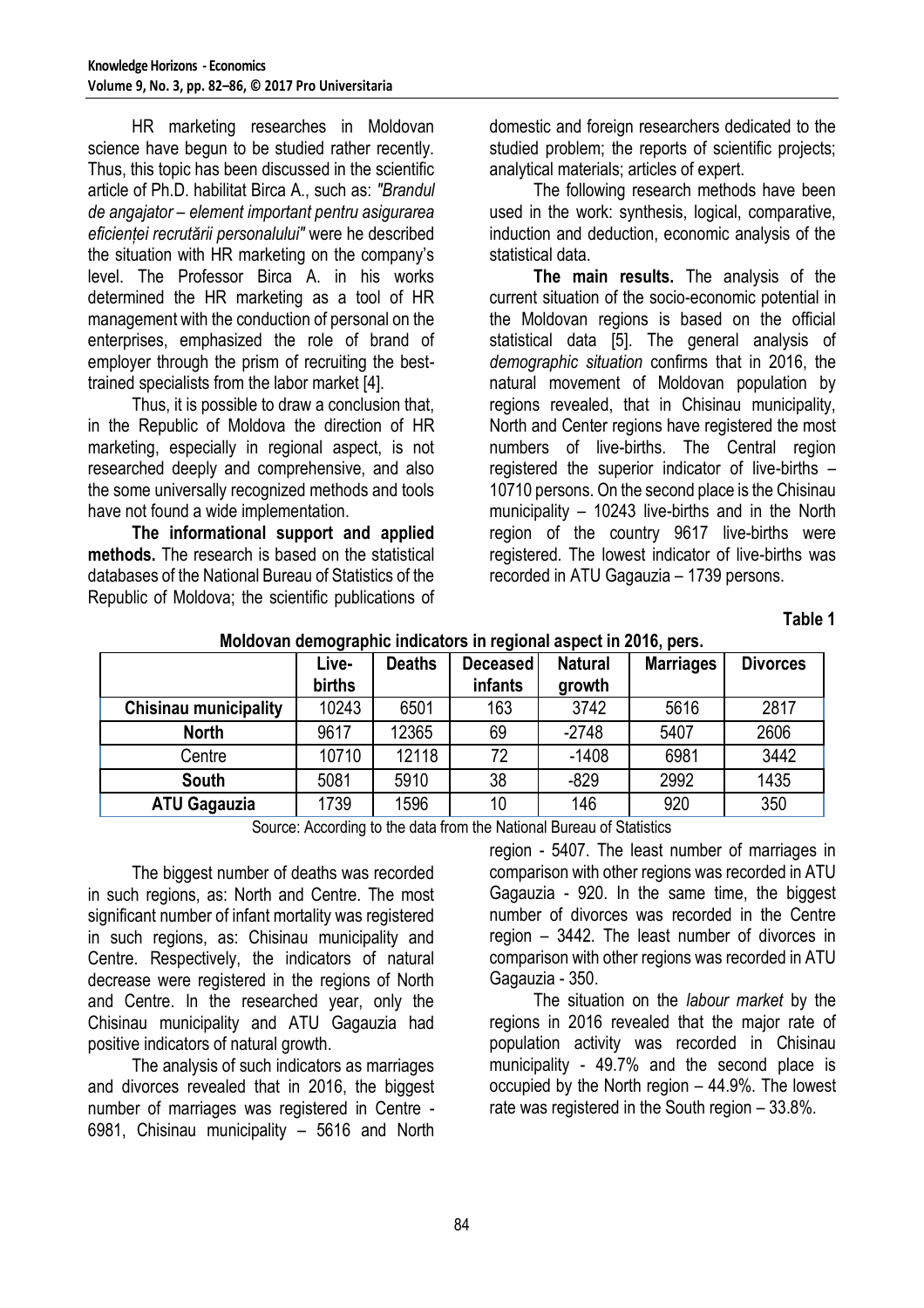HR marketing researches in Moldovan science have begun to be studied rather recently. Thus, this topic has been discussed in the scientific article of Ph.D. habilitat Birca A., such as: *"Brandul de angajator – element important pentru asigurarea eficienței recrutării personalului"* were he described the situation with HR marketing on the company's level. The Professor Birca A. in his works determined the HR marketing as a tool of HR management with the conduction of personal on the enterprises, emphasized the role of brand of employer through the prism of recruiting the best-trained specialists from the labor market [4].

Thus, it is possible to draw a conclusion that, in the Republic of Moldova the direction of HR marketing, especially in regional aspect, is not researched deeply and comprehensive, and also the some universally recognized methods and tools have not found a wide implementation.

**The informational support and applied methods.** The research is based on the statistical databases of the National Bureau of Statistics of the Republic of Moldova; the scientific publications of domestic and foreign researchers dedicated to the studied problem; the reports of scientific projects; analytical materials; articles of expert.

The following research methods have been used in the work: synthesis, logical, comparative, induction and deduction, economic analysis of the statistical data.

**The main results.** The analysis of the current situation of the socio-economic potential in the Moldovan regions is based on the official statistical data [5]. The general analysis of *demographic situation* confirms that in 2016, the natural movement of Moldovan population by regions revealed, that in Chisinau municipality, North and Center regions have registered the most numbers of live-births. The Central region registered the superior indicator of live-births – 10710 persons. On the second place is the Chisinau municipality – 10243 live-births and in the North region of the country 9617 live-births were registered. The lowest indicator of live-births was recorded in ATU Gagauzia – 1739 persons.

**Table 1**

**Moldovan demographic indicators in regional aspect in 2016, pers.**

| | Live-births | Deaths | Deceased infants | Natural growth | Marriages | Divorces |
|---|---|---|---|---|---|---|
| **Chisinau municipality** | 10243 | 6501 | 163 | 3742 | 5616 | 2817 |
| **North** | 9617 | 12365 | 69 | -2748 | 5407 | 2606 |
| Centre | 10710 | 12118 | 72 | -1408 | 6981 | 3442 |
| **South** | 5081 | 5910 | 38 | -829 | 2992 | 1435 |
| **ATU Gagauzia** | 1739 | 1596 | 10 | 146 | 920 | 350 |

Source: According to the data from the National Bureau of Statistics

The biggest number of deaths was recorded in such regions, as: North and Centre. The most significant number of infant mortality was registered in such regions, as: Chisinau municipality and Centre. Respectively, the indicators of natural decrease were registered in the regions of North and Centre. In the researched year, only the Chisinau municipality and ATU Gagauzia had positive indicators of natural growth.

The analysis of such indicators as marriages and divorces revealed that in 2016, the biggest number of marriages was registered in Centre - 6981, Chisinau municipality – 5616 and North region - 5407. The least number of marriages in comparison with other regions was recorded in ATU Gagauzia - 920. In the same time, the biggest number of divorces was recorded in the Centre region – 3442. The least number of divorces in comparison with other regions was recorded in ATU Gagauzia - 350.

The situation on the *labour market* by the regions in 2016 revealed that the major rate of population activity was recorded in Chisinau municipality - 49.7% and the second place is occupied by the North region – 44.9%. The lowest rate was registered in the South region – 33.8%.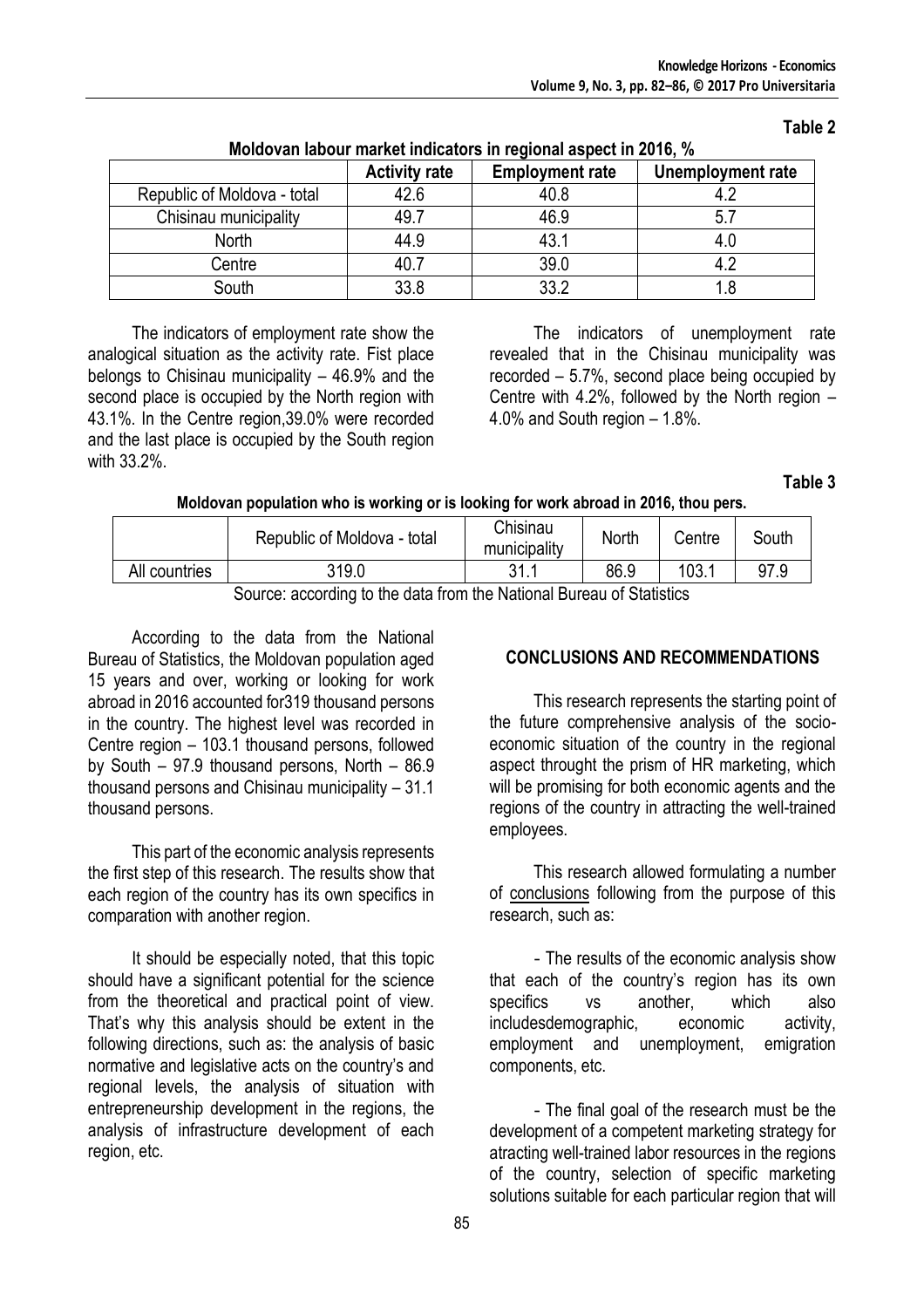**Table 2**

**Moldovan labour market indicators in regional aspect in 2016, %**

| | Activity rate | Employment rate | Unemployment rate |
|---|---|---|---|
| Republic of Moldova - total | 42.6 | 40.8 | 4.2 |
| Chisinau municipality | 49.7 | 46.9 | 5.7 |
| North | 44.9 | 43.1 | 4.0 |
| Centre | 40.7 | 39.0 | 4.2 |
| South | 33.8 | 33.2 | 1.8 |

The indicators of employment rate show the analogical situation as the activity rate. Fist place belongs to Chisinau municipality – 46.9% and the second place is occupied by the North region with 43.1%. In the Centre region,39.0% were recorded and the last place is occupied by the South region with 33.2%.

The indicators of unemployment rate revealed that in the Chisinau municipality was recorded – 5.7%, second place being occupied by Centre with 4.2%, followed by the North region – 4.0% and South region – 1.8%.

**Table 3**

**Moldovan population who is working or is looking for work abroad in 2016, thou pers.**

| | Republic of Moldova - total | Chisinau municipality | North | Centre | South |
|---|---|---|---|---|---|
| All countries | 319.0 | 31.1 | 86.9 | 103.1 | 97.9 |

Source: according to the data from the National Bureau of Statistics

According to the data from the National Bureau of Statistics, the Moldovan population aged 15 years and over, working or looking for work abroad in 2016 accounted for319 thousand persons in the country. The highest level was recorded in Centre region – 103.1 thousand persons, followed by South – 97.9 thousand persons, North – 86.9 thousand persons and Chisinau municipality – 31.1 thousand persons.

This part of the economic analysis represents the first step of this research. The results show that each region of the country has its own specifics in comparation with another region.

It should be especially noted, that this topic should have a significant potential for the science from the theoretical and practical point of view. That's why this analysis should be extent in the following directions, such as: the analysis of basic normative and legislative acts on the country's and regional levels, the analysis of situation with entrepreneurship development in the regions, the analysis of infrastructure development of each region, etc.

## CONCLUSIONS AND RECOMMENDATIONS

This research represents the starting point of the future comprehensive analysis of the socio-economic situation of the country in the regional aspect throught the prism of HR marketing, which will be promising for both economic agents and the regions of the country in attracting the well-trained employees.

This research allowed formulating a number of conclusions following from the purpose of this research, such as:

- The results of the economic analysis show that each of the country's region has its own specifics vs another, which also includesdemographic, economic activity, employment and unemployment, emigration components, etc.

- The final goal of the research must be the development of a competent marketing strategy for attracting well-trained labor resources in the regions of the country, selection of specific marketing solutions suitable for each particular region that will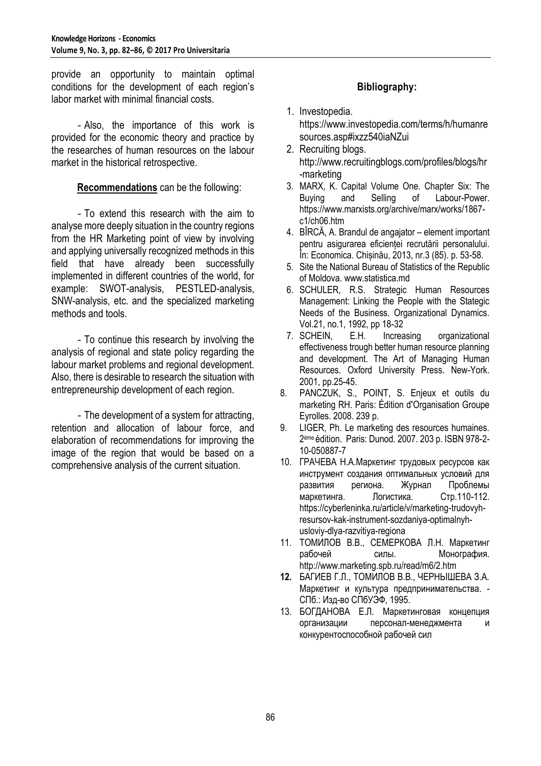provide an opportunity to maintain optimal conditions for the development of each region's labor market with minimal financial costs.

- Also, the importance of this work is provided for the economic theory and practice by the researches of human resources on the labour market in the historical retrospective.

**Recommendations** can be the following:

- To extend this research with the aim to analyse more deeply situation in the country regions from the HR Marketing point of view by involving and applying universally recognized methods in this field that have already been successfully implemented in different countries of the world, for example: SWOT-analysis, PESTLED-analysis, SNW-analysis, etc. and the specialized marketing methods and tools.

- To continue this research by involving the analysis of regional and state policy regarding the labour market problems and regional development. Also, there is desirable to research the situation with entrepreneurship development of each region.

- The development of a system for attracting, retention and allocation of labour force, and elaboration of recommendations for improving the image of the region that would be based on a comprehensive analysis of the current situation.

## Bibliography:

1. Investopedia. https://www.investopedia.com/terms/h/humanresources.asp#ixzz540iaNZui
2. Recruiting blogs. http://www.recruitingblogs.com/profiles/blogs/hr-marketing
3. MARX, K. Capital Volume One. Chapter Six: The Buying and Selling of Labour-Power. https://www.marxists.org/archive/marx/works/1867-c1/ch06.htm
4. BÎRCĂ, A. Brandul de angajator – element important pentru asigurarea eficienței recrutării personalului. În: Economica. Chișinău, 2013, nr.3 (85). p. 53-58.
5. Site the National Bureau of Statistics of the Republic of Moldova. www.statistica.md
6. SCHULER, R.S. Strategic Human Resources Management: Linking the People with the Stategic Needs of the Business. Organizational Dynamics. Vol.21, no.1, 1992, pp 18-32
7. SCHEIN, E.H. Increasing organizational effectiveness trough better human resource planning and development. The Art of Managing Human Resources. Oxford University Press. New-York. 2001, pp.25-45.
8. PANCZUK, S., POINT, S. Enjeux et outils du marketing RH. Paris: Édition d'Organisation Groupe Eyrolles. 2008. 239 p.
9. LIGER, Ph. Le marketing des resources humaines. 2ème édition. Paris: Dunod. 2007. 203 p. ISBN 978-2-10-050887-7
10. ГРАЧЕВА Н.А.Маркетинг трудовых ресурсов как инструмент создания оптимальных условий для развития региона. Журнал Проблемы маркетинга. Логистика. Стр.110-112. https://cyberleninka.ru/article/v/marketing-trudovyh-resursov-kak-instrument-sozdaniya-optimalnyh-usloviy-dlya-razvitiya-regiona
11. ТОМИЛОВ В.В., СЕМЕРКОВА Л.Н. Маркетинг рабочей силы. Монография. http://www.marketing.spb.ru/read/m6/2.htm
12. БАГИЕВ Г.Л., ТОМИЛОВ В.В., ЧЕРНЫШЕВА З.А. Маркетинг и культура предпринимательства. - СПб.: Изд-во СПбУЭФ, 1995.
13. БОГДАНОВА Е.Л. Маркетинговая концепция организации персонал-менеджмента и конкурентоспособной рабочей сил